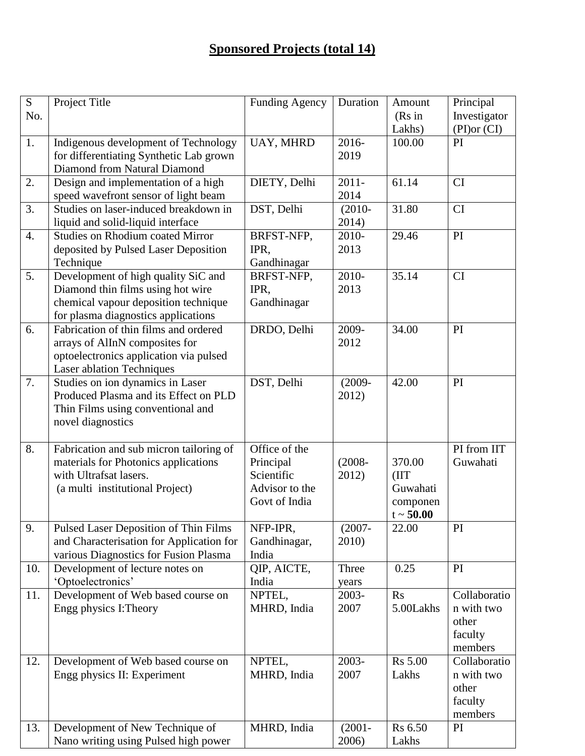## **Sponsored Projects (total 14)**

| S No. | Project Title | Funding Agency | Duration | Amount (Rs in Lakhs) | Principal Investigator (PI)or (CI) |
|---|---|---|---|---|---|
| 1. | Indigenous development of Technology for differentiating Synthetic Lab grown Diamond from Natural Diamond | UAY, MHRD | 2016-2019 | 100.00 | PI |
| 2. | Design and implementation of a high speed wavefront sensor of light beam | DIETY, Delhi | 2011-2014 | 61.14 | CI |
| 3. | Studies on laser-induced breakdown in liquid and solid-liquid interface | DST, Delhi | (2010-2014) | 31.80 | CI |
| 4. | Studies on Rhodium coated Mirror deposited by Pulsed Laser Deposition Technique | BRFST-NFP, IPR, Gandhinagar | 2010-2013 | 29.46 | PI |
| 5. | Development of high quality SiC and Diamond thin films using hot wire chemical vapour deposition technique for plasma diagnostics applications | BRFST-NFP, IPR, Gandhinagar | 2010-2013 | 35.14 | CI |
| 6. | Fabrication of thin films and ordered arrays of AlInN composites for optoelectronics application via pulsed Laser ablation Techniques | DRDO, Delhi | 2009-2012 | 34.00 | PI |
| 7. | Studies on ion dynamics in Laser Produced Plasma and its Effect on PLD Thin Films using conventional and novel diagnostics | DST, Delhi | (2009-2012) | 42.00 | PI |
| 8. | Fabrication and sub micron tailoring of materials for Photonics applications with Ultrafsat lasers. (a multi institutional Project) | Office of the Principal Scientific Advisor to the Govt of India | (2008-2012) | 370.00 (IIT Guwahati component ~ **50.00** | PI from IIT Guwahati |
| 9. | Pulsed Laser Deposition of Thin Films and Characterisation for Application for various Diagnostics for Fusion Plasma | NFP-IPR, Gandhinagar, India | (2007-2010) | 22.00 | PI |
| 10. | Development of lecture notes on 'Optoelectronics' | QIP, AICTE, India | Three years | 0.25 | PI |
| 11. | Development of Web based course on Engg physics I:Theory | NPTEL, MHRD, India | 2003-2007 | Rs 5.00Lakhs | Collaboration with two other faculty members |
| 12. | Development of Web based course on Engg physics II: Experiment | NPTEL, MHRD, India | 2003-2007 | Rs 5.00 Lakhs | Collaboration with two other faculty members |
| 13. | Development of New Technique of Nano writing using Pulsed high power | MHRD, India | (2001-2006) | Rs 6.50 Lakhs | PI |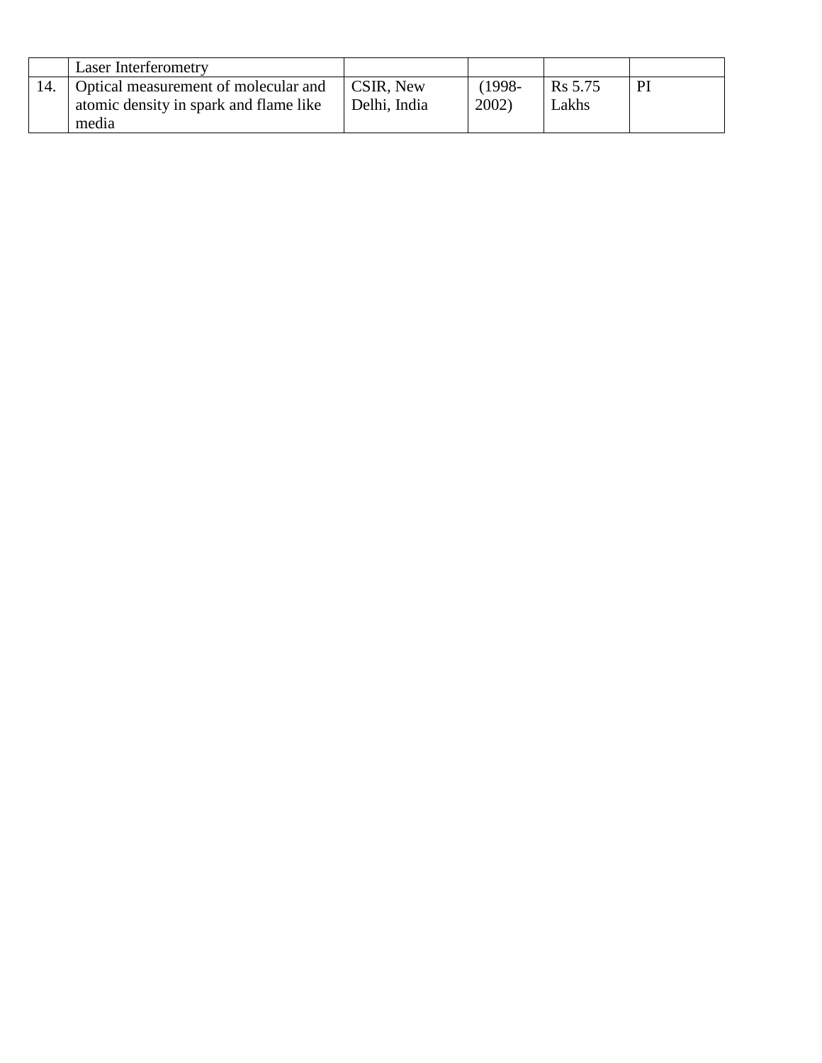| | | | | | |
|---|---|---|---|---|---|
| | Laser Interferometry | | | | |
| 14. | Optical measurement of molecular and atomic density in spark and flame like media | CSIR, New Delhi, India | (1998-2002) | Rs 5.75 Lakhs | PI |